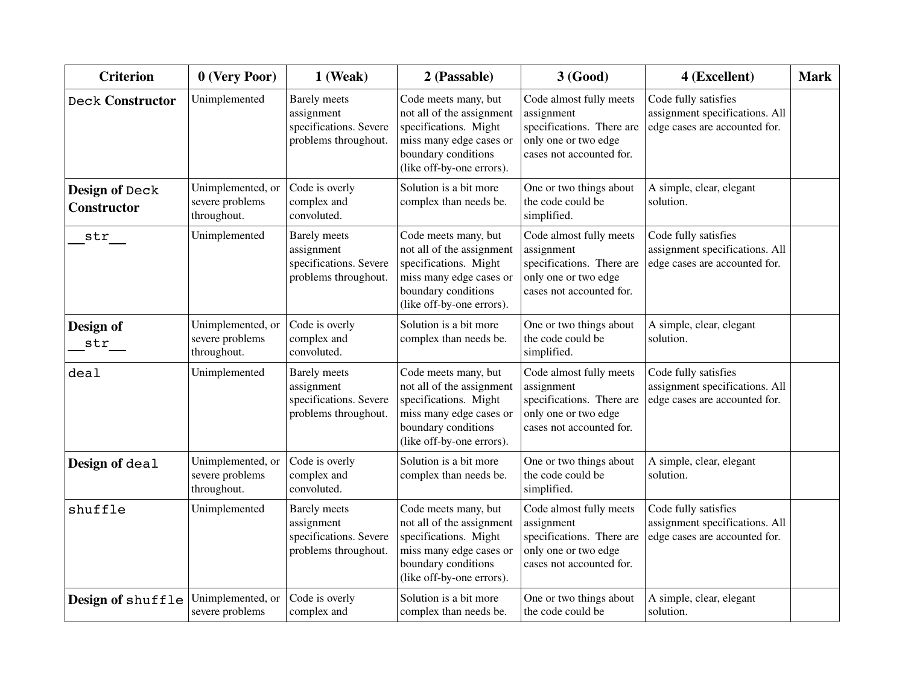| Criterion | 0 (Very Poor) | 1 (Weak) | 2 (Passable) | 3 (Good) | 4 (Excellent) | Mark |
|---|---|---|---|---|---|---|
| `Deck` **Constructor** | Unimplemented | Barely meets assignment specifications. Severe problems throughout. | Code meets many, but not all of the assignment specifications. Might miss many edge cases or boundary conditions (like off-by-one errors). | Code almost fully meets assignment specifications. There are only one or two edge cases not accounted for. | Code fully satisfies assignment specifications. All edge cases are accounted for. | |
| **Design of** `Deck` **Constructor** | Unimplemented, or severe problems throughout. | Code is overly complex and convoluted. | Solution is a bit more complex than needs be. | One or two things about the code could be simplified. | A simple, clear, elegant solution. | |
| `__str__` | Unimplemented | Barely meets assignment specifications. Severe problems throughout. | Code meets many, but not all of the assignment specifications. Might miss many edge cases or boundary conditions (like off-by-one errors). | Code almost fully meets assignment specifications. There are only one or two edge cases not accounted for. | Code fully satisfies assignment specifications. All edge cases are accounted for. | |
| **Design of** `__str__` | Unimplemented, or severe problems throughout. | Code is overly complex and convoluted. | Solution is a bit more complex than needs be. | One or two things about the code could be simplified. | A simple, clear, elegant solution. | |
| `deal` | Unimplemented | Barely meets assignment specifications. Severe problems throughout. | Code meets many, but not all of the assignment specifications. Might miss many edge cases or boundary conditions (like off-by-one errors). | Code almost fully meets assignment specifications. There are only one or two edge cases not accounted for. | Code fully satisfies assignment specifications. All edge cases are accounted for. | |
| **Design of** `deal` | Unimplemented, or severe problems throughout. | Code is overly complex and convoluted. | Solution is a bit more complex than needs be. | One or two things about the code could be simplified. | A simple, clear, elegant solution. | |
| `shuffle` | Unimplemented | Barely meets assignment specifications. Severe problems throughout. | Code meets many, but not all of the assignment specifications. Might miss many edge cases or boundary conditions (like off-by-one errors). | Code almost fully meets assignment specifications. There are only one or two edge cases not accounted for. | Code fully satisfies assignment specifications. All edge cases are accounted for. | |
| **Design of** `shuffle` | Unimplemented, or severe problems | Code is overly complex and | Solution is a bit more complex than needs be. | One or two things about the code could be | A simple, clear, elegant solution. | |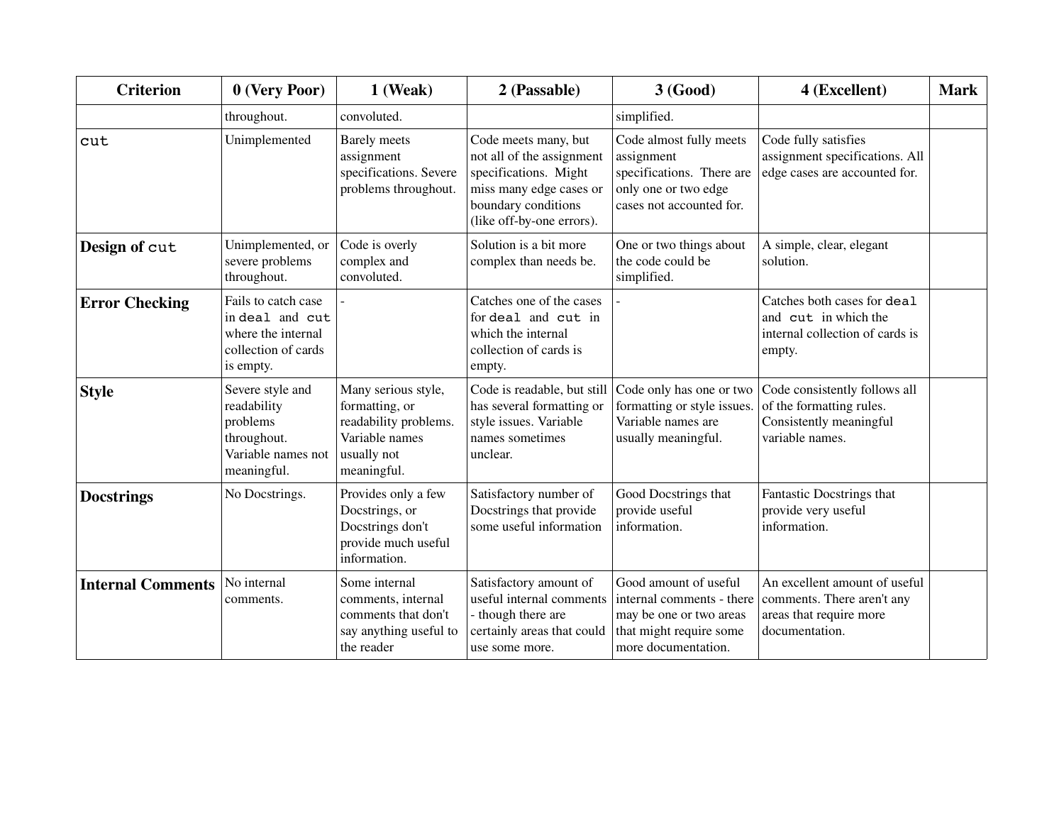| Criterion | 0 (Very Poor) | 1 (Weak) | 2 (Passable) | 3 (Good) | 4 (Excellent) | Mark |
| --- | --- | --- | --- | --- | --- | --- |
| | throughout. | convoluted. | | simplified. | | |
| `cut` | Unimplemented | Barely meets assignment specifications. Severe problems throughout. | Code meets many, but not all of the assignment specifications. Might miss many edge cases or boundary conditions (like off-by-one errors). | Code almost fully meets assignment specifications. There are only one or two edge cases not accounted for. | Code fully satisfies assignment specifications. All edge cases are accounted for. | |
| **Design of `cut`** | Unimplemented, or severe problems throughout. | Code is overly complex and convoluted. | Solution is a bit more complex than needs be. | One or two things about the code could be simplified. | A simple, clear, elegant solution. | |
| **Error Checking** | Fails to catch case in `deal` and `cut` where the internal collection of cards is empty. | - | Catches one of the cases for `deal` and `cut` in which the internal collection of cards is empty. | - | Catches both cases for `deal` and `cut` in which the internal collection of cards is empty. | |
| **Style** | Severe style and readability problems throughout. Variable names not meaningful. | Many serious style, formatting, or readability problems. Variable names usually not meaningful. | Code is readable, but still has several formatting or style issues. Variable names sometimes unclear. | Code only has one or two formatting or style issues. Variable names are usually meaningful. | Code consistently follows all of the formatting rules. Consistently meaningful variable names. | |
| **Docstrings** | No Docstrings. | Provides only a few Docstrings, or Docstrings don't provide much useful information. | Satisfactory number of Docstrings that provide some useful information | Good Docstrings that provide useful information. | Fantastic Docstrings that provide very useful information. | |
| **Internal Comments** | No internal comments. | Some internal comments, internal comments that don't say anything useful to the reader | Satisfactory amount of useful internal comments - though there are certainly areas that could use some more. | Good amount of useful internal comments - there may be one or two areas that might require some more documentation. | An excellent amount of useful comments. There aren't any areas that require more documentation. | |